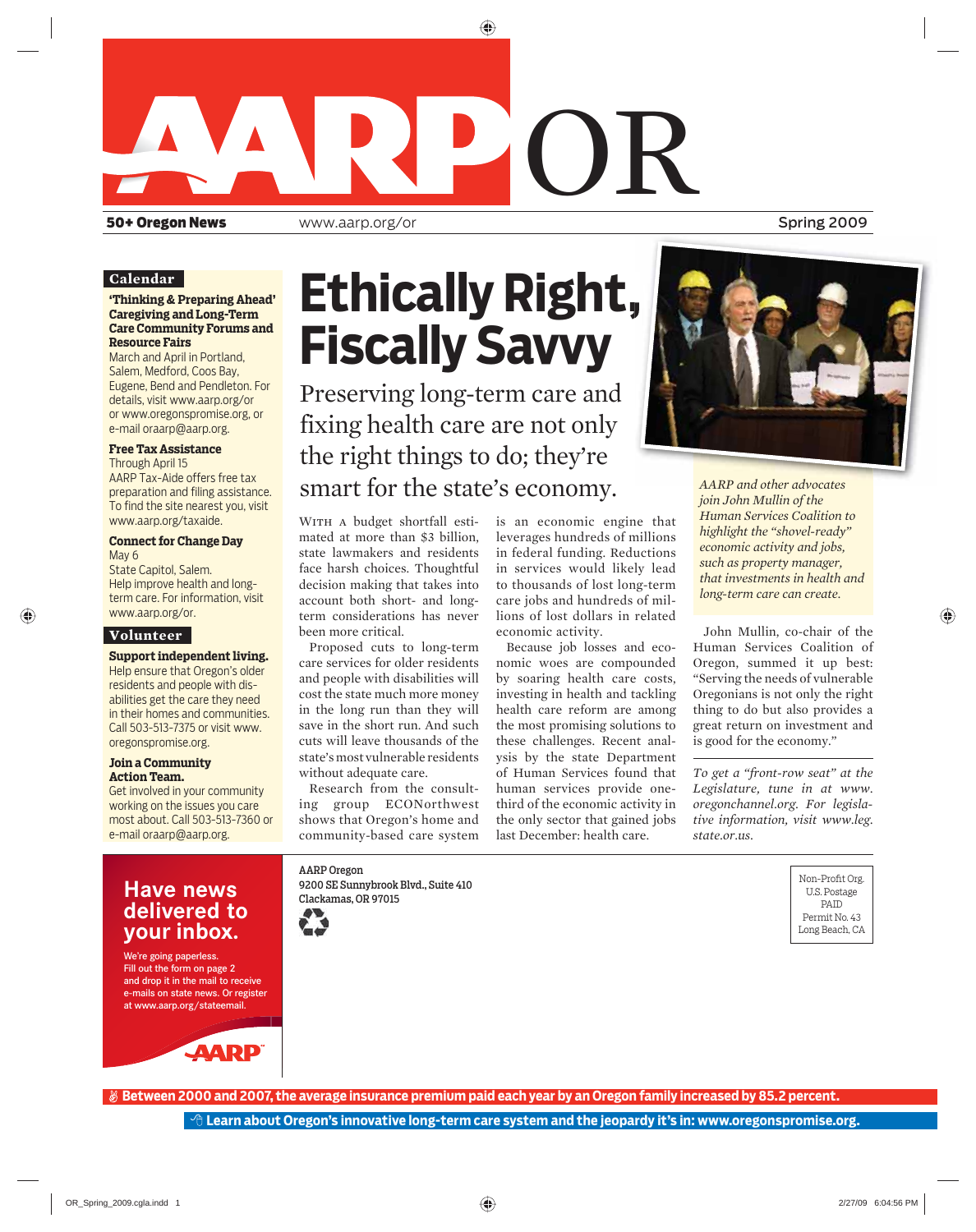# AARP OR

**50+ Oregon News** www.aarp.org/or Spring 2009

## Calendar

**'Thinking & Preparing Ahead' Caregiving and Long-Term Care Community Forums and Resource Fairs**
March and April in Portland, Salem, Medford, Coos Bay, Eugene, Bend and Pendleton. For details, visit www.aarp.org/or or www.oregonspromise.org, or e-mail oraarp@aarp.org.

**Free Tax Assistance**
Through April 15
AARP Tax-Aide offers free tax preparation and filing assistance. To find the site nearest you, visit www.aarp.org/taxaide.

**Connect for Change Day**
May 6
State Capitol, Salem.
Help improve health and long-term care. For information, visit www.aarp.org/or.

## Volunteer

**Support independent living.**
Help ensure that Oregon's older residents and people with disabilities get the care they need in their homes and communities. Call 503-513-7375 or visit www.oregonspromise.org.

**Join a Community Action Team.**
Get involved in your community working on the issues you care most about. Call 503-513-7360 or e-mail oraarp@aarp.org.

# Ethically Right, Fiscally Savvy

Preserving long-term care and fixing health care are not only the right things to do; they're smart for the state's economy.

With a budget shortfall estimated at more than $3 billion, state lawmakers and residents face harsh choices. Thoughtful decision making that takes into account both short- and long-term considerations has never been more critical.

Proposed cuts to long-term care services for older residents and people with disabilities will cost the state much more money in the long run than they will save in the short run. And such cuts will leave thousands of the state's most vulnerable residents without adequate care.

Research from the consulting group ECONorthwest shows that Oregon's home and community-based care system is an economic engine that leverages hundreds of millions in federal funding. Reductions in services would likely lead to thousands of lost long-term care jobs and hundreds of millions of lost dollars in related economic activity.

Because job losses and economic woes are compounded by soaring health care costs, investing in health and tackling health care reform are among the most promising solutions to these challenges. Recent analysis by the state Department of Human Services found that human services provide one-third of the economic activity in the only sector that gained jobs last December: health care.

*AARP and other advocates join John Mullin of the Human Services Coalition to highlight the "shovel-ready" economic activity and jobs, such as property manager, that investments in health and long-term care can create.*

John Mullin, co-chair of the Human Services Coalition of Oregon, summed it up best: "Serving the needs of vulnerable Oregonians is not only the right thing to do but also provides a great return on investment and is good for the economy."

*To get a "front-row seat" at the Legislature, tune in at www.oregonchannel.org. For legislative information, visit www.leg.state.or.us.*

## Have news delivered to your inbox.

We're going paperless. Fill out the form on page 2 and drop it in the mail to receive e-mails on state news. Or register at www.aarp.org/stateemail.

AARP

AARP Oregon
9200 SE Sunnybrook Blvd., Suite 410
Clackamas, OR 97015

Non-Profit Org.
U.S. Postage
PAID
Permit No. 43
Long Beach, CA

**Between 2000 and 2007, the average insurance premium paid each year by an Oregon family increased by 85.2 percent.**

**Learn about Oregon's innovative long-term care system and the jeopardy it's in: www.oregonspromise.org.**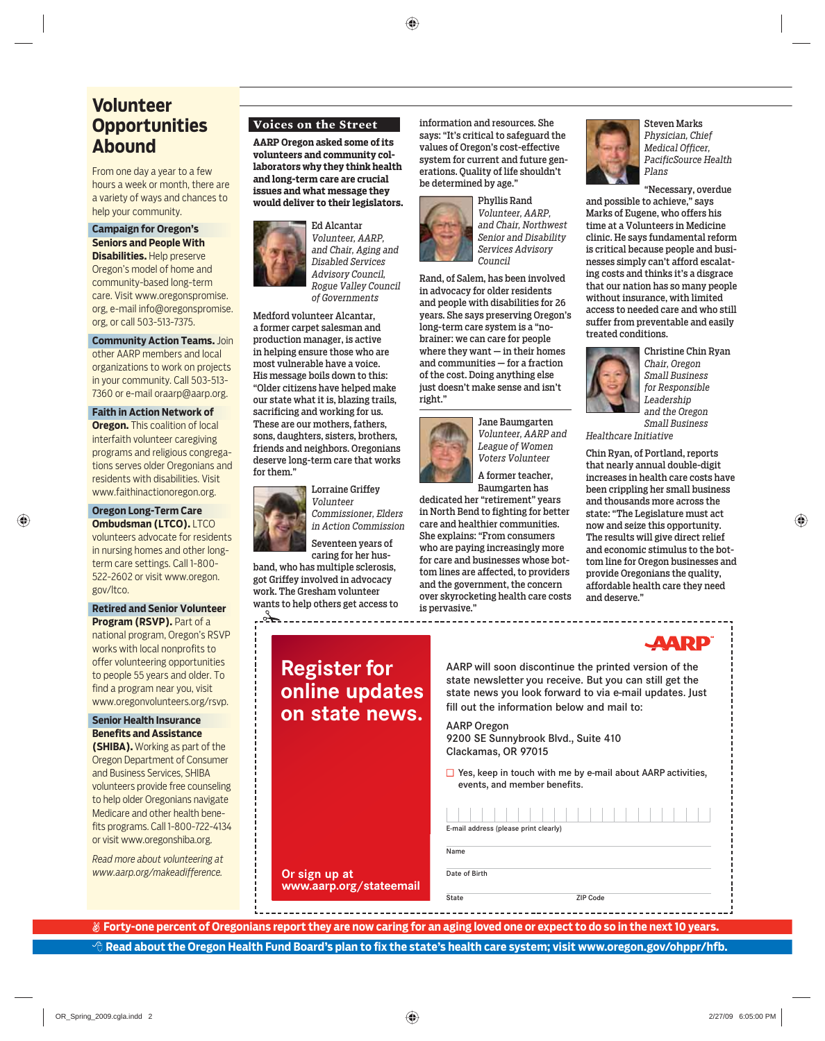# Volunteer Opportunities Abound

From one day a year to a few hours a week or month, there are a variety of ways and chances to help your community.

**Campaign for Oregon's Seniors and People With Disabilities.** Help preserve Oregon's model of home and community-based long-term care. Visit www.oregonspromise.org, e-mail info@oregonspromise.org, or call 503-513-7375.

**Community Action Teams.** Join other AARP members and local organizations to work on projects in your community. Call 503-513-7360 or e-mail oraarp@aarp.org.

**Faith in Action Network of Oregon.** This coalition of local interfaith volunteer caregiving programs and religious congregations serves older Oregonians and residents with disabilities. Visit www.faithinactionoregon.org.

**Oregon Long-Term Care Ombudsman (LTCO).** LTCO volunteers advocate for residents in nursing homes and other long-term care settings. Call 1-800-522-2602 or visit www.oregon.gov/ltco.

**Retired and Senior Volunteer Program (RSVP).** Part of a national program, Oregon's RSVP works with local nonprofits to offer volunteering opportunities to people 55 years and older. To find a program near you, visit www.oregonvolunteers.org/rsvp.

**Senior Health Insurance Benefits and Assistance (SHIBA).** Working as part of the Oregon Department of Consumer and Business Services, SHIBA volunteers provide free counseling to help older Oregonians navigate Medicare and other health benefits programs. Call 1-800-722-4134 or visit www.oregonshiba.org.

*Read more about volunteering at www.aarp.org/makeadifference.*

## Voices on the Street

**AARP Oregon asked some of its volunteers and community collaborators why they think health and long-term care are crucial issues and what message they would deliver to their legislators.**

Ed Alcantar
*Volunteer, AARP, and Chair, Aging and Disabled Services Advisory Council, Rogue Valley Council of Governments*

Medford volunteer Alcantar, a former carpet salesman and production manager, is active in helping ensure those who are most vulnerable have a voice. His message boils down to this: "Older citizens have helped make our state what it is, blazing trails, sacrificing and working for us. These are our mothers, fathers, sons, daughters, sisters, brothers, friends and neighbors. Oregonians deserve long-term care that works for them."

Lorraine Griffey
*Volunteer Commissioner, Elders in Action Commission*

Seventeen years of caring for her husband, who has multiple sclerosis, got Griffey involved in advocacy work. The Gresham volunteer wants to help others get access to information and resources. She says: "It's critical to safeguard the values of Oregon's cost-effective system for current and future generations. Quality of life shouldn't be determined by age."

Phyllis Rand
*Volunteer, AARP, and Chair, Northwest Senior and Disability Services Advisory Council*

Rand, of Salem, has been involved in advocacy for older residents and people with disabilities for 26 years. She says preserving Oregon's long-term care system is a "no-brainer: we can care for people where they want — in their homes and communities — for a fraction of the cost. Doing anything else just doesn't make sense and isn't right."

Jane Baumgarten
*Volunteer, AARP and League of Women Voters Volunteer*

A former teacher, Baumgarten has dedicated her "retirement" years in North Bend to fighting for better care and healthier communities. She explains: "From consumers who are paying increasingly more for care and businesses whose bottom lines are affected, to providers and the government, the concern over skyrocketing health care costs is pervasive."

Steven Marks
*Physician, Chief Medical Officer, PacificSource Health Plans*

"Necessary, overdue and possible to achieve," says Marks of Eugene, who offers his time at a Volunteers in Medicine clinic. He says fundamental reform is critical because people and businesses simply can't afford escalating costs and thinks it's a disgrace that our nation has so many people without insurance, with limited access to needed care and who still suffer from preventable and easily treated conditions.

Christine Chin Ryan
*Chair, Oregon Small Business for Responsible Leadership and the Oregon Small Business Healthcare Initiative*

Chin Ryan, of Portland, reports that nearly annual double-digit increases in health care costs have been crippling her small business and thousands more across the state: "The Legislature must act now and seize this opportunity. The results will give direct relief and economic stimulus to the bottom line for Oregon businesses and provide Oregonians the quality, affordable health care they need and deserve."

---

**Register for online updates on state news.**

Or sign up at www.aarp.org/statemail

AARP

AARP will soon discontinue the printed version of the state newsletter you receive. But you can still get the state news you look forward to via e-mail updates. Just fill out the information below and mail to:

AARP Oregon
9200 SE Sunnybrook Blvd., Suite 410
Clackamas, OR 97015

☐ Yes, keep in touch with me by e-mail about AARP activities, events, and member benefits.

E-mail address (please print clearly)

Name

Date of Birth

State ZIP Code

---

**Forty-one percent of Oregonians report they are now caring for an aging loved one or expect to do so in the next 10 years.**

**Read about the Oregon Health Fund Board's plan to fix the state's health care system; visit www.oregon.gov/ohppr/hfb.**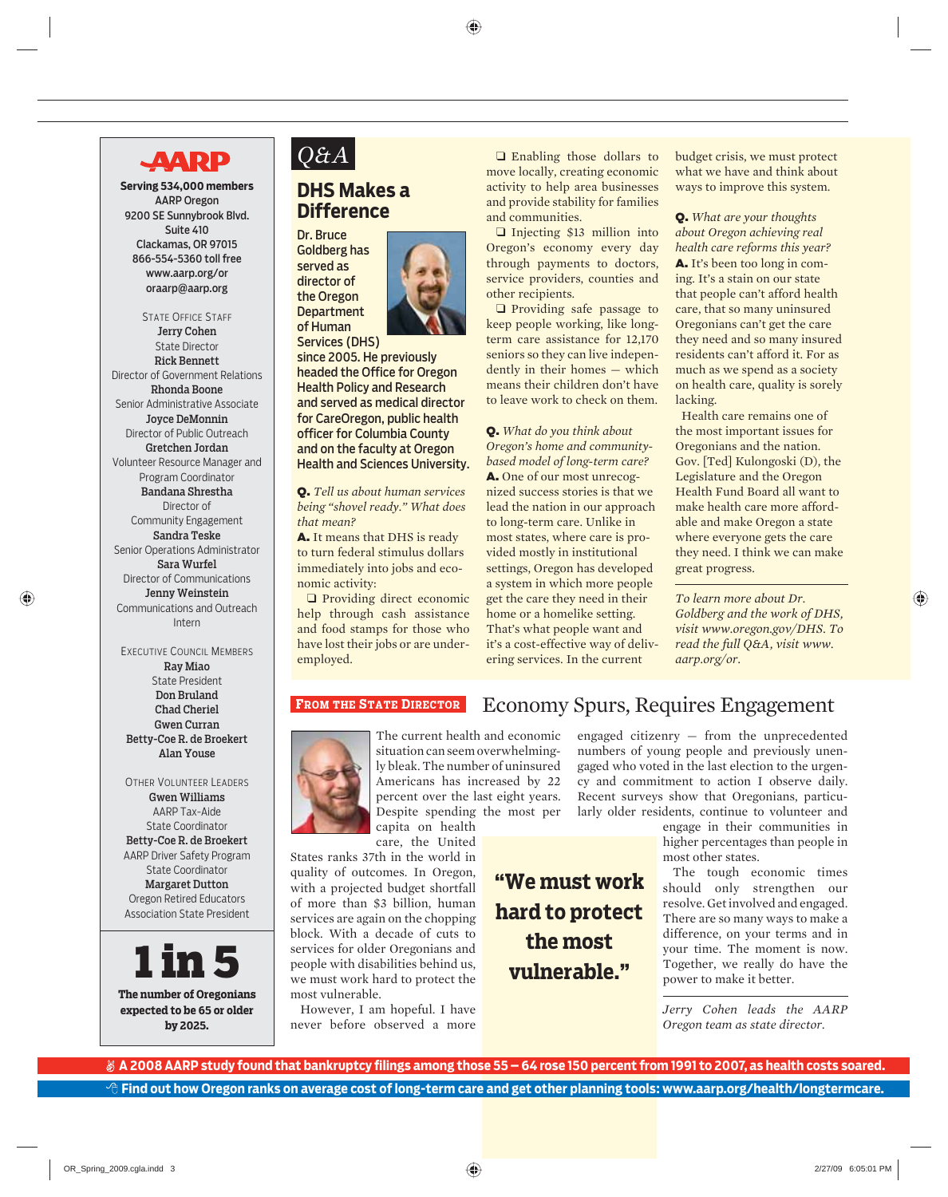**AARP**

**Serving 534,000 members**
AARP Oregon
9200 SE Sunnybrook Blvd.
Suite 410
Clackamas, OR 97015
866-554-5360 toll free
www.aarp.org/or
oraarp@aarp.org

STATE OFFICE STAFF

**Jerry Cohen**
State Director
**Rick Bennett**
Director of Government Relations
**Rhonda Boone**
Senior Administrative Associate
**Joyce DeMonnin**
Director of Public Outreach
**Gretchen Jordan**
Volunteer Resource Manager and Program Coordinator
**Bandana Shrestha**
Director of Community Engagement
**Sandra Teske**
Senior Operations Administrator
**Sara Wurfel**
Director of Communications
**Jenny Weinstein**
Communications and Outreach Intern

EXECUTIVE COUNCIL MEMBERS

**Ray Miao**
State President
**Don Bruland**
**Chad Cheriel**
**Gwen Curran**
**Betty-Coe R. de Broekert**
**Alan Youse**

OTHER VOLUNTEER LEADERS

**Gwen Williams**
AARP Tax-Aide State Coordinator
**Betty-Coe R. de Broekert**
AARP Driver Safety Program State Coordinator
**Margaret Dutton**
Oregon Retired Educators Association State President

**1 in 5**

**The number of Oregonians expected to be 65 or older by 2025.**

*Q&A*

## DHS Makes a Difference

**Dr. Bruce Goldberg has served as director of the Oregon Department of Human Services (DHS) since 2005. He previously headed the Office for Oregon Health Policy and Research and served as medical director for CareOregon, public health officer for Columbia County and on the faculty at Oregon Health and Sciences University.**

**Q.** *Tell us about human services being "shovel ready." What does that mean?*

**A.** It means that DHS is ready to turn federal stimulus dollars immediately into jobs and economic activity:

❑ Providing direct economic help through cash assistance and food stamps for those who have lost their jobs or are underemployed.

❑ Enabling those dollars to move locally, creating economic activity to help area businesses and provide stability for families and communities.

❑ Injecting $13 million into Oregon's economy every day through payments to doctors, service providers, counties and other recipients.

❑ Providing safe passage to keep people working, like long-term care assistance for 12,170 seniors so they can live independently in their homes — which means their children don't have to leave work to check on them.

**Q.** *What do you think about Oregon's home and community-based model of long-term care?*

**A.** One of our most unrecognized success stories is that we lead the nation in our approach to long-term care. Unlike in most states, where care is provided mostly in institutional settings, Oregon has developed a system in which more people get the care they need in their home or a homelike setting. That's what people want and it's a cost-effective way of delivering services. In the current budget crisis, we must protect what we have and think about ways to improve this system.

**Q.** *What are your thoughts about Oregon achieving real health care reforms this year?*

**A.** It's been too long in coming. It's a stain on our state that people can't afford health care, that so many uninsured Oregonians can't get the care they need and so many insured residents can't afford it. For as much as we spend as a society on health care, quality is sorely lacking.

Health care remains one of the most important issues for Oregonians and the nation. Gov. [Ted] Kulongoski (D), the Legislature and the Oregon Health Fund Board all want to make health care more affordable and make Oregon a state where everyone gets the care they need. I think we can make great progress.

*To learn more about Dr. Goldberg and the work of DHS, visit www.oregon.gov/DHS. To read the full Q&A, visit www.aarp.org/or.*

**FROM THE STATE DIRECTOR**

## Economy Spurs, Requires Engagement

The current health and economic situation can seem overwhelmingly bleak. The number of uninsured Americans has increased by 22 percent over the last eight years. Despite spending the most per capita on health care, the United States ranks 37th in the world in quality of outcomes. In Oregon, with a projected budget shortfall of more than $3 billion, human services are again on the chopping block. With a decade of cuts to services for older Oregonians and people with disabilities behind us, we must work hard to protect the most vulnerable.

However, I am hopeful. I have never before observed a more engaged citizenry — from the unprecedented numbers of young people and previously unengaged who voted in the last election to the urgency and commitment to action I observe daily. Recent surveys show that Oregonians, particularly older residents, continue to volunteer and engage in their communities in higher percentages than people in most other states.

**"We must work hard to protect the most vulnerable."**

The tough economic times should only strengthen our resolve. Get involved and engaged. There are so many ways to make a difference, on your terms and in your time. The moment is now. Together, we really do have the power to make it better.

*Jerry Cohen leads the AARP Oregon team as state director.*

**A 2008 AARP study found that bankruptcy filings among those 55 – 64 rose 150 percent from 1991 to 2007, as health costs soared.**

**Find out how Oregon ranks on average cost of long-term care and get other planning tools: www.aarp.org/health/longtermcare.**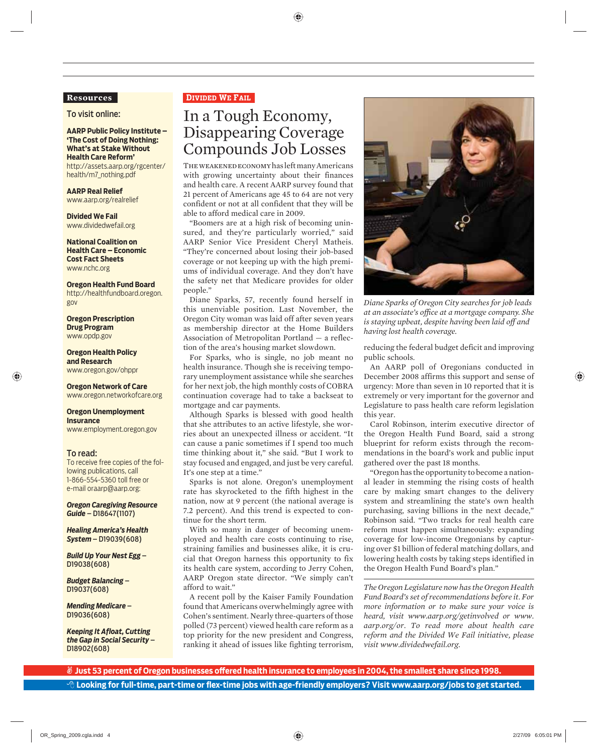## Resources

### To visit online:

**AARP Public Policy Institute – 'The Cost of Doing Nothing: What's at Stake Without Health Care Reform'**
http://assets.aarp.org/rgcenter/health/m7_nothing.pdf

**AARP Real Relief**
www.aarp.org/realrelief

**Divided We Fail**
www.dividedwefail.org

**National Coalition on Health Care – Economic Cost Fact Sheets**
www.nchc.org

**Oregon Health Fund Board**
http://healthfundboard.oregon.gov

**Oregon Prescription Drug Program**
www.opdp.gov

**Oregon Health Policy and Research**
www.oregon.gov/ohppr

**Oregon Network of Care**
www.oregon.networkofcare.org

**Oregon Unemployment Insurance**
www.employment.oregon.gov

### To read:

To receive free copies of the following publications, call 1-866-554-5360 toll free or e-mail oraarp@aarp.org:

***Oregon Caregiving Resource Guide*** **– D18647(1107)**

***Healing America's Health System*** **– D19039(608)**

***Build Up Your Nest Egg*** **– D19038(608)**

***Budget Balancing*** **– D19037(608)**

***Mending Medicare*** **– D19036(608)**

***Keeping It Afloat, Cutting the Gap in Social Security*** **– D18902(608)**

---

**DIVIDED WE FAIL**

# In a Tough Economy, Disappearing Coverage Compounds Job Losses

THE WEAKENED ECONOMY has left many Americans with growing uncertainty about their finances and health care. A recent AARP survey found that 21 percent of Americans age 45 to 64 are not very confident or not at all confident that they will be able to afford medical care in 2009.

"Boomers are at a high risk of becoming uninsured, and they're particularly worried," said AARP Senior Vice President Cheryl Matheis. "They're concerned about losing their job-based coverage or not keeping up with the high premiums of individual coverage. And they don't have the safety net that Medicare provides for older people."

Diane Sparks, 57, recently found herself in this unenviable position. Last November, the Oregon City woman was laid off after seven years as membership director at the Home Builders Association of Metropolitan Portland — a reflection of the area's housing market slowdown.

For Sparks, who is single, no job meant no health insurance. Though she is receiving temporary unemployment assistance while she searches for her next job, the high monthly costs of COBRA continuation coverage had to take a backseat to mortgage and car payments.

Although Sparks is blessed with good health that she attributes to an active lifestyle, she worries about an unexpected illness or accident. "It can cause a panic sometimes if I spend too much time thinking about it," she said. "But I work to stay focused and engaged, and just be very careful. It's one step at a time."

Sparks is not alone. Oregon's unemployment rate has skyrocketed to the fifth highest in the nation, now at 9 percent (the national average is 7.2 percent). And this trend is expected to continue for the short term.

With so many in danger of becoming unemployed and health care costs continuing to rise, straining families and businesses alike, it is crucial that Oregon harness this opportunity to fix its health care system, according to Jerry Cohen, AARP Oregon state director. "We simply can't afford to wait."

A recent poll by the Kaiser Family Foundation found that Americans overwhelmingly agree with Cohen's sentiment. Nearly three-quarters of those polled (73 percent) viewed health care reform as a top priority for the new president and Congress, ranking it ahead of issues like fighting terrorism, reducing the federal budget deficit and improving public schools.

*Diane Sparks of Oregon City searches for job leads at an associate's office at a mortgage company. She is staying upbeat, despite having been laid off and having lost health coverage.*

An AARP poll of Oregonians conducted in December 2008 affirms this support and sense of urgency: More than seven in 10 reported that it is extremely or very important for the governor and Legislature to pass health care reform legislation this year.

Carol Robinson, interim executive director of the Oregon Health Fund Board, said a strong blueprint for reform exists through the recommendations in the board's work and public input gathered over the past 18 months.

"Oregon has the opportunity to become a national leader in stemming the rising costs of health care by making smart changes to the delivery system and streamlining the state's own health purchasing, saving billions in the next decade," Robinson said. "Two tracks for real health care reform must happen simultaneously: expanding coverage for low-income Oregonians by capturing over $1 billion of federal matching dollars, and lowering health costs by taking steps identified in the Oregon Health Fund Board's plan."

---

*The Oregon Legislature now has the Oregon Health Fund Board's set of recommendations before it. For more information or to make sure your voice is heard, visit www.aarp.org/getinvolved or www.aarp.org/or. To read more about health care reform and the Divided We Fail initiative, please visit www.dividedwefail.org.*

---

**Just 53 percent of Oregon businesses offered health insurance to employees in 2004, the smallest share since 1998.**

**Looking for full-time, part-time or flex-time jobs with age-friendly employers? Visit www.aarp.org/jobs to get started.**